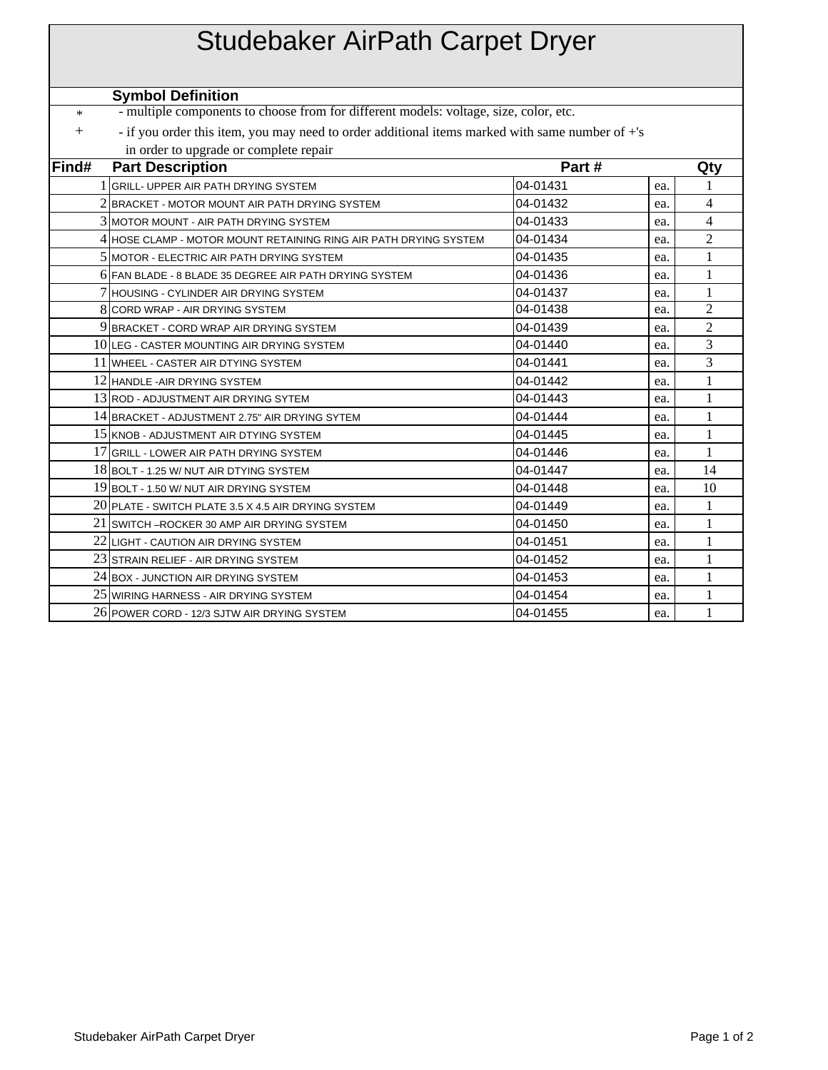# Studebaker AirPath Carpet Dryer

**Symbol Definition**

| Symbol | Definition |
|---|---|
| * | - multiple components to choose from for different models: voltage, size, color, etc. |
| + | - if you order this item, you may need to order additional items marked with same number of +'s in order to upgrade or complete repair |

| Find# | Part Description | Part # | | Qty |
|---|---|---|---|---|
| 1 | GRILL- UPPER AIR PATH DRYING SYSTEM | 04-01431 | ea. | 1 |
| 2 | BRACKET - MOTOR MOUNT AIR PATH DRYING SYSTEM | 04-01432 | ea. | 4 |
| 3 | MOTOR MOUNT - AIR PATH DRYING SYSTEM | 04-01433 | ea. | 4 |
| 4 | HOSE CLAMP - MOTOR MOUNT RETAINING RING AIR PATH DRYING SYSTEM | 04-01434 | ea. | 2 |
| 5 | MOTOR - ELECTRIC AIR PATH DRYING SYSTEM | 04-01435 | ea. | 1 |
| 6 | FAN BLADE - 8 BLADE 35 DEGREE AIR PATH DRYING SYSTEM | 04-01436 | ea. | 1 |
| 7 | HOUSING - CYLINDER AIR DRYING SYSTEM | 04-01437 | ea. | 1 |
| 8 | CORD WRAP - AIR DRYING SYSTEM | 04-01438 | ea. | 2 |
| 9 | BRACKET - CORD WRAP AIR DRYING SYSTEM | 04-01439 | ea. | 2 |
| 10 | LEG - CASTER MOUNTING AIR DRYING SYSTEM | 04-01440 | ea. | 3 |
| 11 | WHEEL - CASTER AIR DTYING SYSTEM | 04-01441 | ea. | 3 |
| 12 | HANDLE -AIR DRYING SYSTEM | 04-01442 | ea. | 1 |
| 13 | ROD - ADJUSTMENT AIR DRYING SYTEM | 04-01443 | ea. | 1 |
| 14 | BRACKET - ADJUSTMENT 2.75" AIR DRYING SYTEM | 04-01444 | ea. | 1 |
| 15 | KNOB - ADJUSTMENT AIR DTYING SYSTEM | 04-01445 | ea. | 1 |
| 17 | GRILL - LOWER AIR PATH DRYING SYSTEM | 04-01446 | ea. | 1 |
| 18 | BOLT - 1.25 W/ NUT AIR DTYING SYSTEM | 04-01447 | ea. | 14 |
| 19 | BOLT - 1.50 W/ NUT AIR DRYING SYSTEM | 04-01448 | ea. | 10 |
| 20 | PLATE - SWITCH PLATE 3.5 X 4.5 AIR DRYING SYSTEM | 04-01449 | ea. | 1 |
| 21 | SWITCH –ROCKER 30 AMP AIR DRYING SYSTEM | 04-01450 | ea. | 1 |
| 22 | LIGHT - CAUTION AIR DRYING SYSTEM | 04-01451 | ea. | 1 |
| 23 | STRAIN RELIEF - AIR DRYING SYSTEM | 04-01452 | ea. | 1 |
| 24 | BOX - JUNCTION AIR DRYING SYSTEM | 04-01453 | ea. | 1 |
| 25 | WIRING HARNESS - AIR DRYING SYSTEM | 04-01454 | ea. | 1 |
| 26 | POWER CORD - 12/3 SJTW AIR DRYING SYSTEM | 04-01455 | ea. | 1 |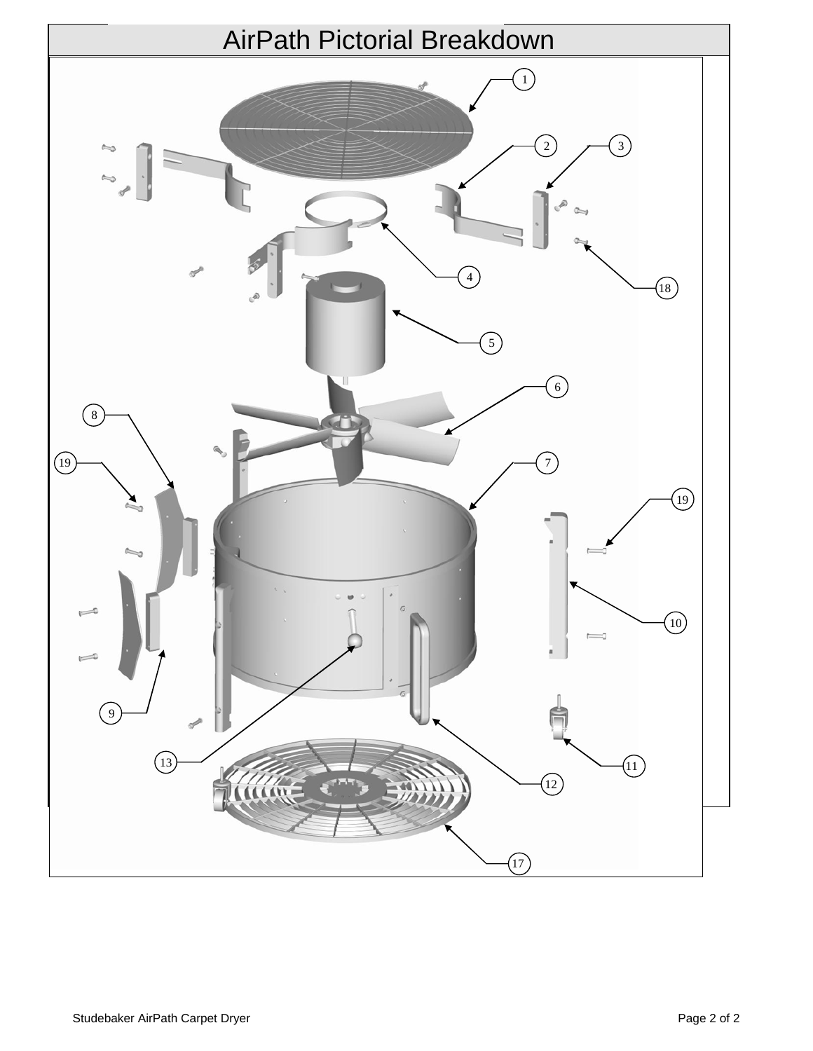# AirPath Pictorial Breakdown

1

2

3

4

18

5

6

8

19

7

19

10

9

13

11

12

17